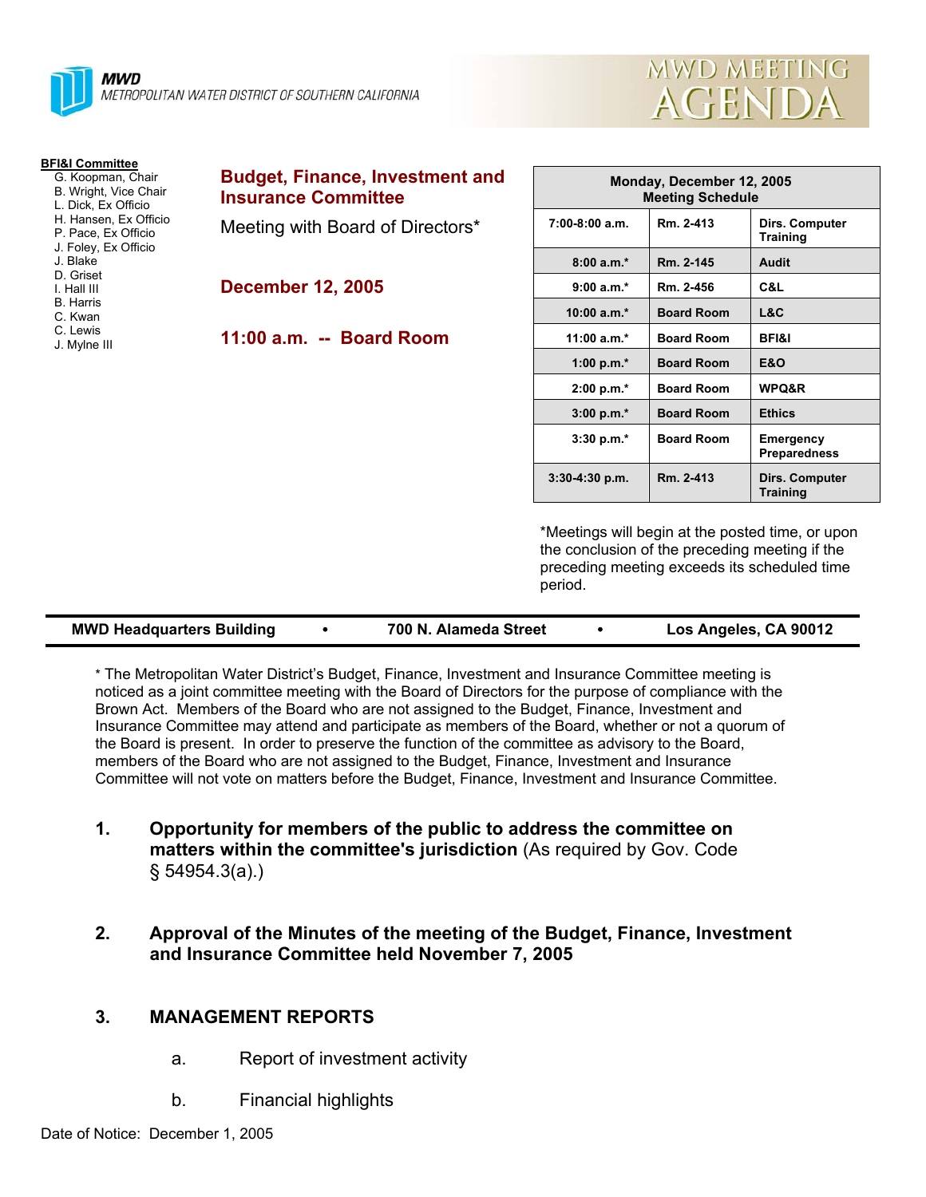MWD
METROPOLITAN WATER DISTRICT OF SOUTHERN CALIFORNIA

# MWD MEETING AGENDA

**BFI&I Committee**
- G. Koopman, Chair
- B. Wright, Vice Chair
- L. Dick, Ex Officio
- H. Hansen, Ex Officio
- P. Pace, Ex Officio
- J. Foley, Ex Officio
- J. Blake
- D. Griset
- I. Hall III
- B. Harris
- C. Kwan
- C. Lewis
- J. Mylne III

## Budget, Finance, Investment and Insurance Committee

Meeting with Board of Directors*

**December 12, 2005**

**11:00 a.m. -- Board Room**

| Monday, December 12, 2005 Meeting Schedule | | |
|---|---|---|
| 7:00-8:00 a.m. | Rm. 2-413 | Dirs. Computer Training |
| 8:00 a.m.* | Rm. 2-145 | Audit |
| 9:00 a.m.* | Rm. 2-456 | C&L |
| 10:00 a.m.* | Board Room | L&C |
| 11:00 a.m.* | Board Room | BFI&I |
| 1:00 p.m.* | Board Room | E&O |
| 2:00 p.m.* | Board Room | WPQ&R |
| 3:00 p.m.* | Board Room | Ethics |
| 3:30 p.m.* | Board Room | Emergency Preparedness |
| 3:30-4:30 p.m. | Rm. 2-413 | Dirs. Computer Training |

*Meetings will begin at the posted time, or upon the conclusion of the preceding meeting if the preceding meeting exceeds its scheduled time period.

**MWD Headquarters Building • 700 N. Alameda Street • Los Angeles, CA 90012**

* The Metropolitan Water District's Budget, Finance, Investment and Insurance Committee meeting is noticed as a joint committee meeting with the Board of Directors for the purpose of compliance with the Brown Act. Members of the Board who are not assigned to the Budget, Finance, Investment and Insurance Committee may attend and participate as members of the Board, whether or not a quorum of the Board is present. In order to preserve the function of the committee as advisory to the Board, members of the Board who are not assigned to the Budget, Finance, Investment and Insurance Committee will not vote on matters before the Budget, Finance, Investment and Insurance Committee.

1. **Opportunity for members of the public to address the committee on matters within the committee's jurisdiction** (As required by Gov. Code § 54954.3(a).)

2. **Approval of the Minutes of the meeting of the Budget, Finance, Investment and Insurance Committee held November 7, 2005**

3. **MANAGEMENT REPORTS**

   a. Report of investment activity

   b. Financial highlights

Date of Notice: December 1, 2005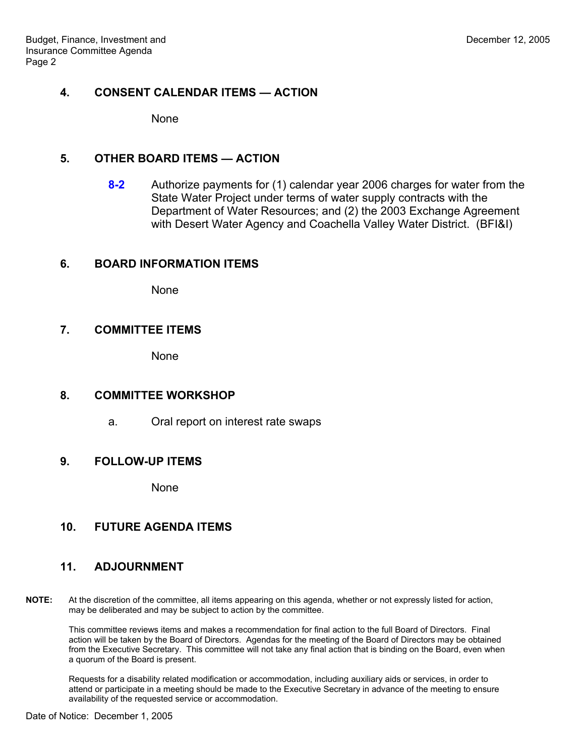## 4. CONSENT CALENDAR ITEMS — ACTION

None

## 5. OTHER BOARD ITEMS — ACTION

**8-2** Authorize payments for (1) calendar year 2006 charges for water from the State Water Project under terms of water supply contracts with the Department of Water Resources; and (2) the 2003 Exchange Agreement with Desert Water Agency and Coachella Valley Water District. (BFI&I)

## 6. BOARD INFORMATION ITEMS

None

## 7. COMMITTEE ITEMS

None

## 8. COMMITTEE WORKSHOP

a. Oral report on interest rate swaps

## 9. FOLLOW-UP ITEMS

None

## 10. FUTURE AGENDA ITEMS

## 11. ADJOURNMENT

**NOTE:** At the discretion of the committee, all items appearing on this agenda, whether or not expressly listed for action, may be deliberated and may be subject to action by the committee.

This committee reviews items and makes a recommendation for final action to the full Board of Directors. Final action will be taken by the Board of Directors. Agendas for the meeting of the Board of Directors may be obtained from the Executive Secretary. This committee will not take any final action that is binding on the Board, even when a quorum of the Board is present.

Requests for a disability related modification or accommodation, including auxiliary aids or services, in order to attend or participate in a meeting should be made to the Executive Secretary in advance of the meeting to ensure availability of the requested service or accommodation.

Date of Notice: December 1, 2005